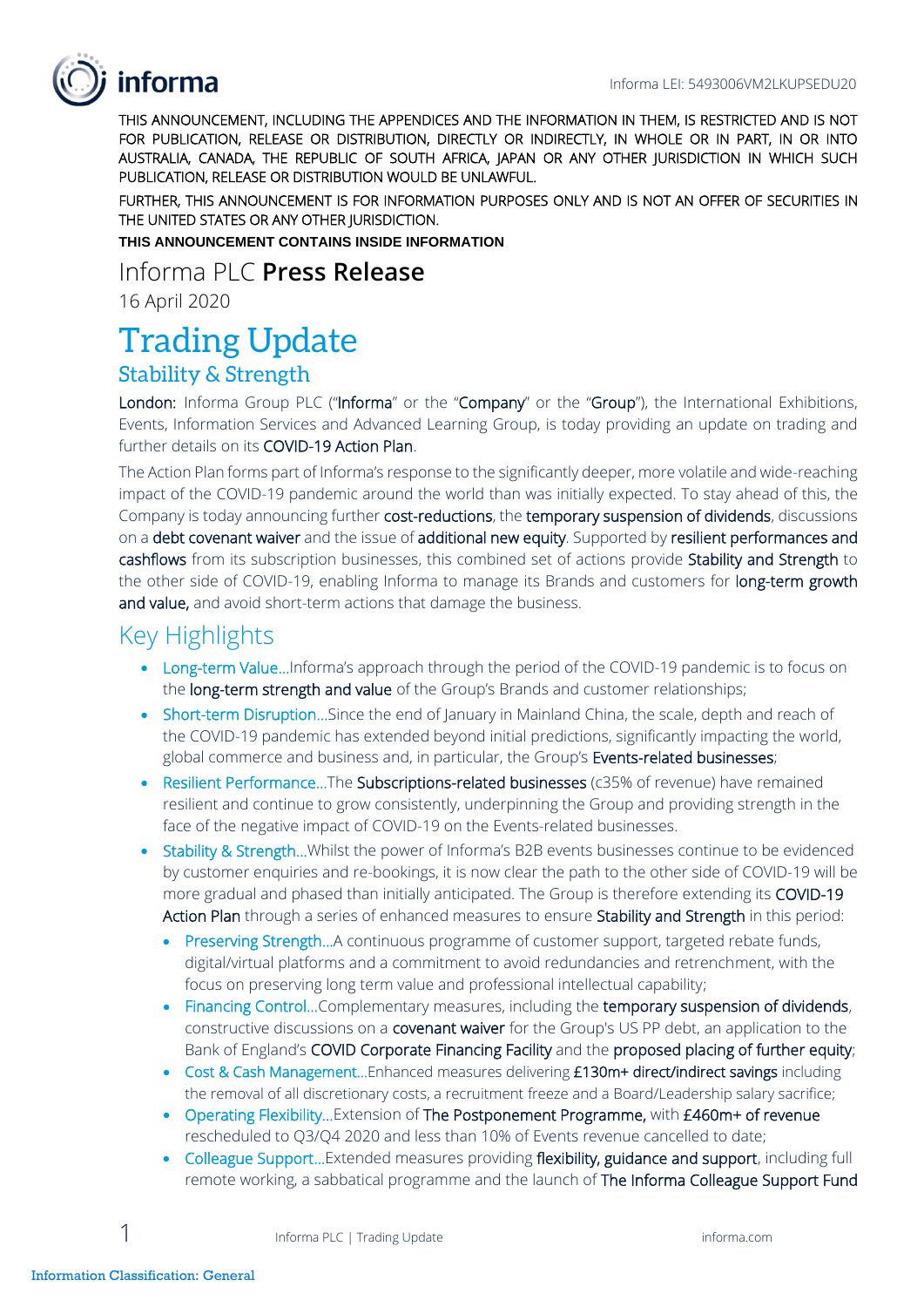Informa LEI: 5493006VM2LKUPSEDU20

THIS ANNOUNCEMENT, INCLUDING THE APPENDICES AND THE INFORMATION IN THEM, IS RESTRICTED AND IS NOT FOR PUBLICATION, RELEASE OR DISTRIBUTION, DIRECTLY OR INDIRECTLY, IN WHOLE OR IN PART, IN OR INTO AUSTRALIA, CANADA, THE REPUBLIC OF SOUTH AFRICA, JAPAN OR ANY OTHER JURISDICTION IN WHICH SUCH PUBLICATION, RELEASE OR DISTRIBUTION WOULD BE UNLAWFUL.

FURTHER, THIS ANNOUNCEMENT IS FOR INFORMATION PURPOSES ONLY AND IS NOT AN OFFER OF SECURITIES IN THE UNITED STATES OR ANY OTHER JURISDICTION.

**THIS ANNOUNCEMENT CONTAINS INSIDE INFORMATION**

# Informa PLC **Press Release**

16 April 2020

# Trading Update

## Stability & Strength

**London:** Informa Group PLC ("**Informa**" or the "**Company**" or the "**Group**"), the International Exhibitions, Events, Information Services and Advanced Learning Group, is today providing an update on trading and further details on its **COVID-19 Action Plan**.

The Action Plan forms part of Informa's response to the significantly deeper, more volatile and wide-reaching impact of the COVID-19 pandemic around the world than was initially expected. To stay ahead of this, the Company is today announcing further **cost-reductions**, the **temporary suspension of dividends**, discussions on a **debt covenant waiver** and the issue of **additional new equity**. Supported by **resilient performances and cashflows** from its subscription businesses, this combined set of actions provide **Stability and Strength** to the other side of COVID-19, enabling Informa to manage its Brands and customers for **long-term growth and value,** and avoid short-term actions that damage the business.

## Key Highlights

- Long-term Value…Informa's approach through the period of the COVID-19 pandemic is to focus on the **long-term strength and value** of the Group's Brands and customer relationships;
- Short-term Disruption…Since the end of January in Mainland China, the scale, depth and reach of the COVID-19 pandemic has extended beyond initial predictions, significantly impacting the world, global commerce and business and, in particular, the Group's **Events-related businesses**;
- Resilient Performance…The **Subscriptions-related businesses** (c35% of revenue) have remained resilient and continue to grow consistently, underpinning the Group and providing strength in the face of the negative impact of COVID-19 on the Events-related businesses.
- Stability & Strength…Whilst the power of Informa's B2B events businesses continue to be evidenced by customer enquiries and re-bookings, it is now clear the path to the other side of COVID-19 will be more gradual and phased than initially anticipated. The Group is therefore extending its **COVID-19 Action Plan** through a series of enhanced measures to ensure **Stability and Strength** in this period:
  - Preserving Strength…A continuous programme of customer support, targeted rebate funds, digital/virtual platforms and a commitment to avoid redundancies and retrenchment, with the focus on preserving long term value and professional intellectual capability;
  - Financing Control…Complementary measures, including the **temporary suspension of dividends**, constructive discussions on a **covenant waiver** for the Group's US PP debt, an application to the Bank of England's **COVID Corporate Financing Facility** and the **proposed placing of further equity**;
  - Cost & Cash Management…Enhanced measures delivering **£130m+ direct/indirect savings** including the removal of all discretionary costs, a recruitment freeze and a Board/Leadership salary sacrifice;
  - Operating Flexibility…Extension of **The Postponement Programme,** with **£460m+ of revenue** rescheduled to Q3/Q4 2020 and less than 10% of Events revenue cancelled to date;
  - Colleague Support…Extended measures providing **flexibility, guidance and support**, including full remote working, a sabbatical programme and the launch of **The Informa Colleague Support Fund**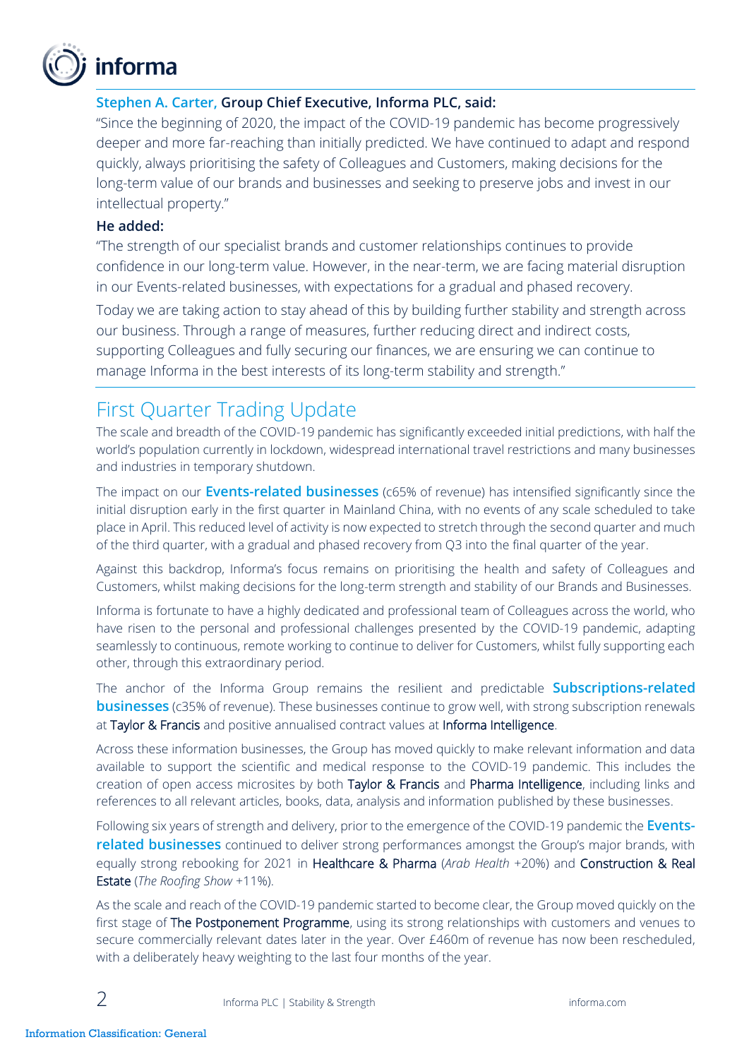**Stephen A. Carter, Group Chief Executive, Informa PLC, said:**

"Since the beginning of 2020, the impact of the COVID-19 pandemic has become progressively deeper and more far-reaching than initially predicted. We have continued to adapt and respond quickly, always prioritising the safety of Colleagues and Customers, making decisions for the long-term value of our brands and businesses and seeking to preserve jobs and invest in our intellectual property."

**He added:**

"The strength of our specialist brands and customer relationships continues to provide confidence in our long-term value. However, in the near-term, we are facing material disruption in our Events-related businesses, with expectations for a gradual and phased recovery.

Today we are taking action to stay ahead of this by building further stability and strength across our business. Through a range of measures, further reducing direct and indirect costs, supporting Colleagues and fully securing our finances, we are ensuring we can continue to manage Informa in the best interests of its long-term stability and strength."

## First Quarter Trading Update

The scale and breadth of the COVID-19 pandemic has significantly exceeded initial predictions, with half the world's population currently in lockdown, widespread international travel restrictions and many businesses and industries in temporary shutdown.

The impact on our **Events-related businesses** (c65% of revenue) has intensified significantly since the initial disruption early in the first quarter in Mainland China, with no events of any scale scheduled to take place in April. This reduced level of activity is now expected to stretch through the second quarter and much of the third quarter, with a gradual and phased recovery from Q3 into the final quarter of the year.

Against this backdrop, Informa's focus remains on prioritising the health and safety of Colleagues and Customers, whilst making decisions for the long-term strength and stability of our Brands and Businesses.

Informa is fortunate to have a highly dedicated and professional team of Colleagues across the world, who have risen to the personal and professional challenges presented by the COVID-19 pandemic, adapting seamlessly to continuous, remote working to continue to deliver for Customers, whilst fully supporting each other, through this extraordinary period.

The anchor of the Informa Group remains the resilient and predictable **Subscriptions-related businesses** (c35% of revenue). These businesses continue to grow well, with strong subscription renewals at Taylor & Francis and positive annualised contract values at Informa Intelligence.

Across these information businesses, the Group has moved quickly to make relevant information and data available to support the scientific and medical response to the COVID-19 pandemic. This includes the creation of open access microsites by both Taylor & Francis and Pharma Intelligence, including links and references to all relevant articles, books, data, analysis and information published by these businesses.

Following six years of strength and delivery, prior to the emergence of the COVID-19 pandemic the **Events-related businesses** continued to deliver strong performances amongst the Group's major brands, with equally strong rebooking for 2021 in Healthcare & Pharma (*Arab Health* +20%) and Construction & Real Estate (*The Roofing Show* +11%).

As the scale and reach of the COVID-19 pandemic started to become clear, the Group moved quickly on the first stage of The Postponement Programme, using its strong relationships with customers and venues to secure commercially relevant dates later in the year. Over £460m of revenue has now been rescheduled, with a deliberately heavy weighting to the last four months of the year.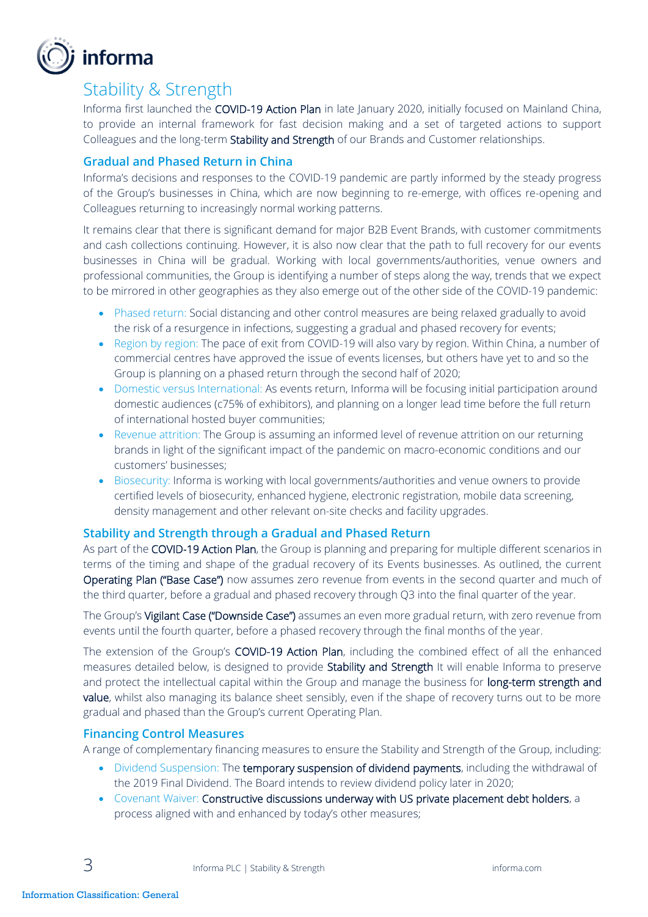## Stability & Strength

Informa first launched the COVID-19 Action Plan in late January 2020, initially focused on Mainland China, to provide an internal framework for fast decision making and a set of targeted actions to support Colleagues and the long-term Stability and Strength of our Brands and Customer relationships.

### Gradual and Phased Return in China

Informa's decisions and responses to the COVID-19 pandemic are partly informed by the steady progress of the Group's businesses in China, which are now beginning to re-emerge, with offices re-opening and Colleagues returning to increasingly normal working patterns.

It remains clear that there is significant demand for major B2B Event Brands, with customer commitments and cash collections continuing. However, it is also now clear that the path to full recovery for our events businesses in China will be gradual. Working with local governments/authorities, venue owners and professional communities, the Group is identifying a number of steps along the way, trends that we expect to be mirrored in other geographies as they also emerge out of the other side of the COVID-19 pandemic:

- Phased return: Social distancing and other control measures are being relaxed gradually to avoid the risk of a resurgence in infections, suggesting a gradual and phased recovery for events;
- Region by region: The pace of exit from COVID-19 will also vary by region. Within China, a number of commercial centres have approved the issue of events licenses, but others have yet to and so the Group is planning on a phased return through the second half of 2020;
- Domestic versus International: As events return, Informa will be focusing initial participation around domestic audiences (c75% of exhibitors), and planning on a longer lead time before the full return of international hosted buyer communities;
- Revenue attrition: The Group is assuming an informed level of revenue attrition on our returning brands in light of the significant impact of the pandemic on macro-economic conditions and our customers' businesses;
- Biosecurity: Informa is working with local governments/authorities and venue owners to provide certified levels of biosecurity, enhanced hygiene, electronic registration, mobile data screening, density management and other relevant on-site checks and facility upgrades.

### Stability and Strength through a Gradual and Phased Return

As part of the COVID-19 Action Plan, the Group is planning and preparing for multiple different scenarios in terms of the timing and shape of the gradual recovery of its Events businesses. As outlined, the current Operating Plan ("Base Case") now assumes zero revenue from events in the second quarter and much of the third quarter, before a gradual and phased recovery through Q3 into the final quarter of the year.

The Group's Vigilant Case ("Downside Case") assumes an even more gradual return, with zero revenue from events until the fourth quarter, before a phased recovery through the final months of the year.

The extension of the Group's COVID-19 Action Plan, including the combined effect of all the enhanced measures detailed below, is designed to provide Stability and Strength It will enable Informa to preserve and protect the intellectual capital within the Group and manage the business for long-term strength and value, whilst also managing its balance sheet sensibly, even if the shape of recovery turns out to be more gradual and phased than the Group's current Operating Plan.

### Financing Control Measures

A range of complementary financing measures to ensure the Stability and Strength of the Group, including:

- Dividend Suspension: The temporary suspension of dividend payments, including the withdrawal of the 2019 Final Dividend. The Board intends to review dividend policy later in 2020;
- Covenant Waiver: Constructive discussions underway with US private placement debt holders, a process aligned with and enhanced by today's other measures;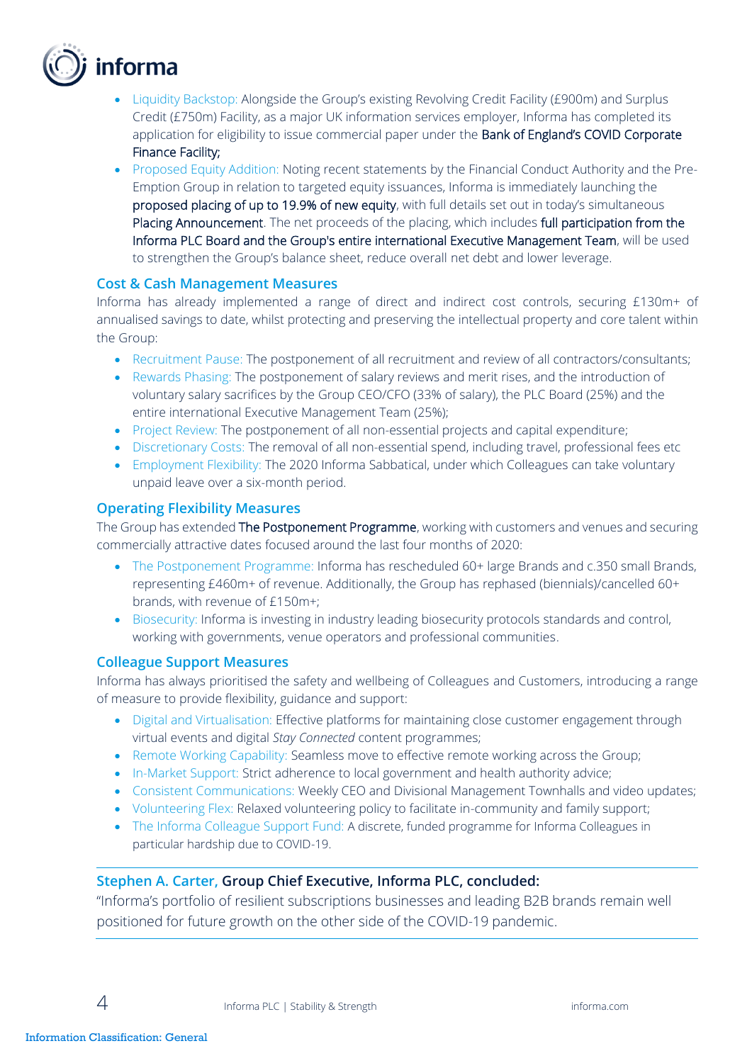- Liquidity Backstop: Alongside the Group's existing Revolving Credit Facility (£900m) and Surplus Credit (£750m) Facility, as a major UK information services employer, Informa has completed its application for eligibility to issue commercial paper under the Bank of England's COVID Corporate Finance Facility;
- Proposed Equity Addition: Noting recent statements by the Financial Conduct Authority and the Pre-Emption Group in relation to targeted equity issuances, Informa is immediately launching the proposed placing of up to 19.9% of new equity, with full details set out in today's simultaneous Placing Announcement. The net proceeds of the placing, which includes full participation from the Informa PLC Board and the Group's entire international Executive Management Team, will be used to strengthen the Group's balance sheet, reduce overall net debt and lower leverage.

## Cost & Cash Management Measures

Informa has already implemented a range of direct and indirect cost controls, securing £130m+ of annualised savings to date, whilst protecting and preserving the intellectual property and core talent within the Group:

- Recruitment Pause: The postponement of all recruitment and review of all contractors/consultants;
- Rewards Phasing: The postponement of salary reviews and merit rises, and the introduction of voluntary salary sacrifices by the Group CEO/CFO (33% of salary), the PLC Board (25%) and the entire international Executive Management Team (25%);
- Project Review: The postponement of all non-essential projects and capital expenditure;
- Discretionary Costs: The removal of all non-essential spend, including travel, professional fees etc
- Employment Flexibility: The 2020 Informa Sabbatical, under which Colleagues can take voluntary unpaid leave over a six-month period.

## Operating Flexibility Measures

The Group has extended The Postponement Programme, working with customers and venues and securing commercially attractive dates focused around the last four months of 2020:

- The Postponement Programme: Informa has rescheduled 60+ large Brands and c.350 small Brands, representing £460m+ of revenue. Additionally, the Group has rephased (biennials)/cancelled 60+ brands, with revenue of £150m+;
- Biosecurity: Informa is investing in industry leading biosecurity protocols standards and control, working with governments, venue operators and professional communities.

## Colleague Support Measures

Informa has always prioritised the safety and wellbeing of Colleagues and Customers, introducing a range of measure to provide flexibility, guidance and support:

- Digital and Virtualisation: Effective platforms for maintaining close customer engagement through virtual events and digital *Stay Connected* content programmes;
- Remote Working Capability: Seamless move to effective remote working across the Group;
- In-Market Support: Strict adherence to local government and health authority advice;
- Consistent Communications: Weekly CEO and Divisional Management Townhalls and video updates;
- Volunteering Flex: Relaxed volunteering policy to facilitate in-community and family support;
- The Informa Colleague Support Fund: A discrete, funded programme for Informa Colleagues in particular hardship due to COVID-19.

---

**Stephen A. Carter, Group Chief Executive, Informa PLC, concluded:**

"Informa's portfolio of resilient subscriptions businesses and leading B2B brands remain well positioned for future growth on the other side of the COVID-19 pandemic.

---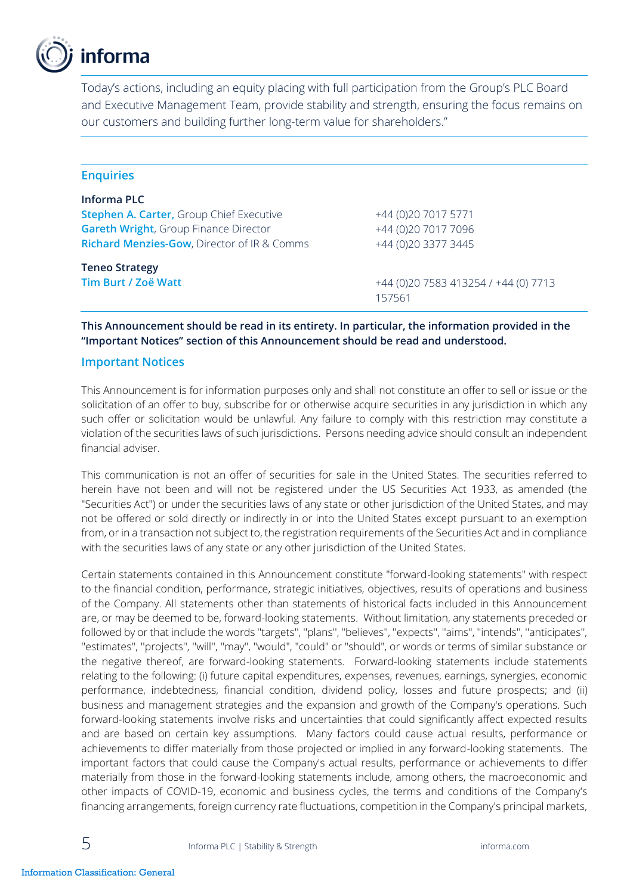Today's actions, including an equity placing with full participation from the Group's PLC Board and Executive Management Team, provide stability and strength, ensuring the focus remains on our customers and building further long-term value for shareholders."

## Enquiries

**Informa PLC**

| | |
|---|---|
| **Stephen A. Carter**, Group Chief Executive | +44 (0)20 7017 5771 |
| **Gareth Wright**, Group Finance Director | +44 (0)20 7017 7096 |
| **Richard Menzies-Gow**, Director of IR & Comms | +44 (0)20 3377 3445 |

**Teneo Strategy**

| | |
|---|---|
| **Tim Burt / Zoë Watt** | +44 (0)20 7583 413254 / +44 (0) 7713 157561 |

**This Announcement should be read in its entirety. In particular, the information provided in the "Important Notices" section of this Announcement should be read and understood.**

## Important Notices

This Announcement is for information purposes only and shall not constitute an offer to sell or issue or the solicitation of an offer to buy, subscribe for or otherwise acquire securities in any jurisdiction in which any such offer or solicitation would be unlawful. Any failure to comply with this restriction may constitute a violation of the securities laws of such jurisdictions. Persons needing advice should consult an independent financial adviser.

This communication is not an offer of securities for sale in the United States. The securities referred to herein have not been and will not be registered under the US Securities Act 1933, as amended (the "Securities Act") or under the securities laws of any state or other jurisdiction of the United States, and may not be offered or sold directly or indirectly in or into the United States except pursuant to an exemption from, or in a transaction not subject to, the registration requirements of the Securities Act and in compliance with the securities laws of any state or any other jurisdiction of the United States.

Certain statements contained in this Announcement constitute "forward-looking statements" with respect to the financial condition, performance, strategic initiatives, objectives, results of operations and business of the Company. All statements other than statements of historical facts included in this Announcement are, or may be deemed to be, forward-looking statements. Without limitation, any statements preceded or followed by or that include the words "targets", "plans", "believes", "expects", "aims", "intends", "anticipates", "estimates", "projects", "will", "may", "would", "could" or "should", or words or terms of similar substance or the negative thereof, are forward-looking statements. Forward-looking statements include statements relating to the following: (i) future capital expenditures, expenses, revenues, earnings, synergies, economic performance, indebtedness, financial condition, dividend policy, losses and future prospects; and (ii) business and management strategies and the expansion and growth of the Company's operations. Such forward-looking statements involve risks and uncertainties that could significantly affect expected results and are based on certain key assumptions. Many factors could cause actual results, performance or achievements to differ materially from those projected or implied in any forward-looking statements. The important factors that could cause the Company's actual results, performance or achievements to differ materially from those in the forward-looking statements include, among others, the macroeconomic and other impacts of COVID-19, economic and business cycles, the terms and conditions of the Company's financing arrangements, foreign currency rate fluctuations, competition in the Company's principal markets,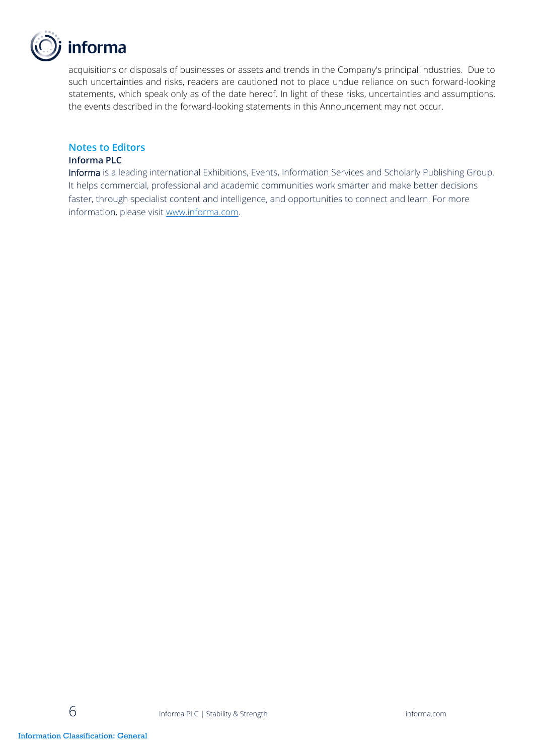acquisitions or disposals of businesses or assets and trends in the Company's principal industries. Due to such uncertainties and risks, readers are cautioned not to place undue reliance on such forward-looking statements, which speak only as of the date hereof. In light of these risks, uncertainties and assumptions, the events described in the forward-looking statements in this Announcement may not occur.

## Notes to Editors

**Informa PLC**

Informa is a leading international Exhibitions, Events, Information Services and Scholarly Publishing Group. It helps commercial, professional and academic communities work smarter and make better decisions faster, through specialist content and intelligence, and opportunities to connect and learn. For more information, please visit www.informa.com.